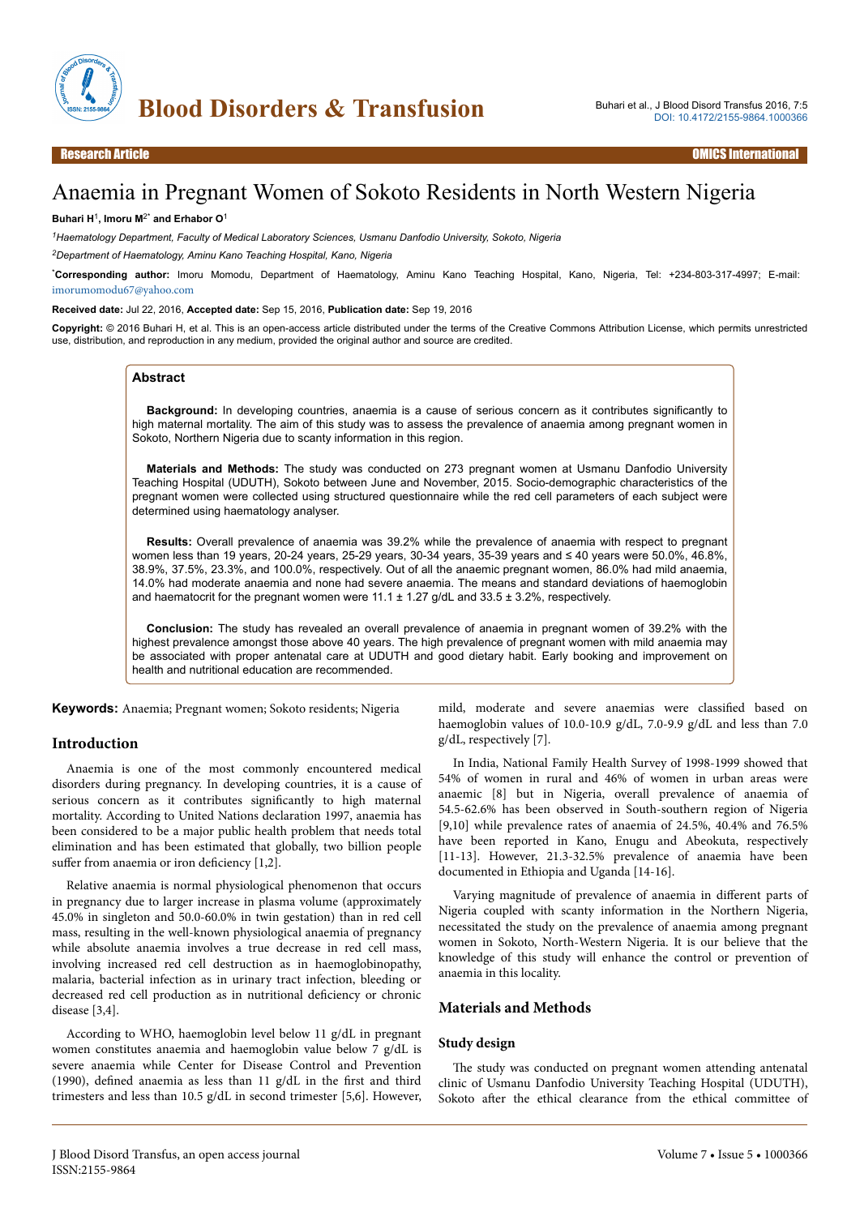# Anaemia in Pregnant Women of Sokoto Residents in North Western Nigeria

**Buhari H**[1], **Imoru M**[2*] **and Erhabor O**[1]

[1]*Haematology Department, Faculty of Medical Laboratory Sciences, Usmanu Danfodio University, Sokoto, Nigeria*

[2]*Department of Haematology, Aminu Kano Teaching Hospital, Kano, Nigeria*

[*]**Corresponding author:** Imoru Momodu, Department of Haematology, Aminu Kano Teaching Hospital, Kano, Nigeria, Tel: +234-803-317-4997; E-mail: imorumomodu67@yahoo.com

**Received date:** Jul 22, 2016, **Accepted date:** Sep 15, 2016, **Publication date:** Sep 19, 2016

**Copyright:** © 2016 Buhari H, et al. This is an open-access article distributed under the terms of the Creative Commons Attribution License, which permits unrestricted use, distribution, and reproduction in any medium, provided the original author and source are credited.

## Abstract

**Background:** In developing countries, anaemia is a cause of serious concern as it contributes significantly to high maternal mortality. The aim of this study was to assess the prevalence of anaemia among pregnant women in Sokoto, Northern Nigeria due to scanty information in this region.

**Materials and Methods:** The study was conducted on 273 pregnant women at Usmanu Danfodio University Teaching Hospital (UDUTH), Sokoto between June and November, 2015. Socio-demographic characteristics of the pregnant women were collected using structured questionnaire while the red cell parameters of each subject were determined using haematology analyser.

**Results:** Overall prevalence of anaemia was 39.2% while the prevalence of anaemia with respect to pregnant women less than 19 years, 20-24 years, 25-29 years, 30-34 years, 35-39 years and ≤ 40 years were 50.0%, 46.8%, 38.9%, 37.5%, 23.3%, and 100.0%, respectively. Out of all the anaemic pregnant women, 86.0% had mild anaemia, 14.0% had moderate anaemia and none had severe anaemia. The means and standard deviations of haemoglobin and haematocrit for the pregnant women were 11.1 ± 1.27 g/dL and 33.5 ± 3.2%, respectively.

**Conclusion:** The study has revealed an overall prevalence of anaemia in pregnant women of 39.2% with the highest prevalence amongst those above 40 years. The high prevalence of pregnant women with mild anaemia may be associated with proper antenatal care at UDUTH and good dietary habit. Early booking and improvement on health and nutritional education are recommended.

**Keywords:** Anaemia; Pregnant women; Sokoto residents; Nigeria

## Introduction

Anaemia is one of the most commonly encountered medical disorders during pregnancy. In developing countries, it is a cause of serious concern as it contributes significantly to high maternal mortality. According to United Nations declaration 1997, anaemia has been considered to be a major public health problem that needs total elimination and has been estimated that globally, two billion people suffer from anaemia or iron deficiency [1,2].

Relative anaemia is normal physiological phenomenon that occurs in pregnancy due to larger increase in plasma volume (approximately 45.0% in singleton and 50.0-60.0% in twin gestation) than in red cell mass, resulting in the well-known physiological anaemia of pregnancy while absolute anaemia involves a true decrease in red cell mass, involving increased red cell destruction as in haemoglobinopathy, malaria, bacterial infection as in urinary tract infection, bleeding or decreased red cell production as in nutritional deficiency or chronic disease [3,4].

According to WHO, haemoglobin level below 11 g/dL in pregnant women constitutes anaemia and haemoglobin value below 7 g/dL is severe anaemia while Center for Disease Control and Prevention (1990), defined anaemia as less than 11 g/dL in the first and third trimesters and less than 10.5 g/dL in second trimester [5,6]. However, mild, moderate and severe anaemias were classified based on haemoglobin values of 10.0-10.9 g/dL, 7.0-9.9 g/dL and less than 7.0 g/dL, respectively [7].

In India, National Family Health Survey of 1998-1999 showed that 54% of women in rural and 46% of women in urban areas were anaemic [8] but in Nigeria, overall prevalence of anaemia of 54.5-62.6% has been observed in South-southern region of Nigeria [9,10] while prevalence rates of anaemia of 24.5%, 40.4% and 76.5% have been reported in Kano, Enugu and Abeokuta, respectively [11-13]. However, 21.3-32.5% prevalence of anaemia have been documented in Ethiopia and Uganda [14-16].

Varying magnitude of prevalence of anaemia in different parts of Nigeria coupled with scanty information in the Northern Nigeria, necessitated the study on the prevalence of anaemia among pregnant women in Sokoto, North-Western Nigeria. It is our believe that the knowledge of this study will enhance the control or prevention of anaemia in this locality.

## Materials and Methods

### Study design

The study was conducted on pregnant women attending antenatal clinic of Usmanu Danfodio University Teaching Hospital (UDUTH), Sokoto after the ethical clearance from the ethical committee of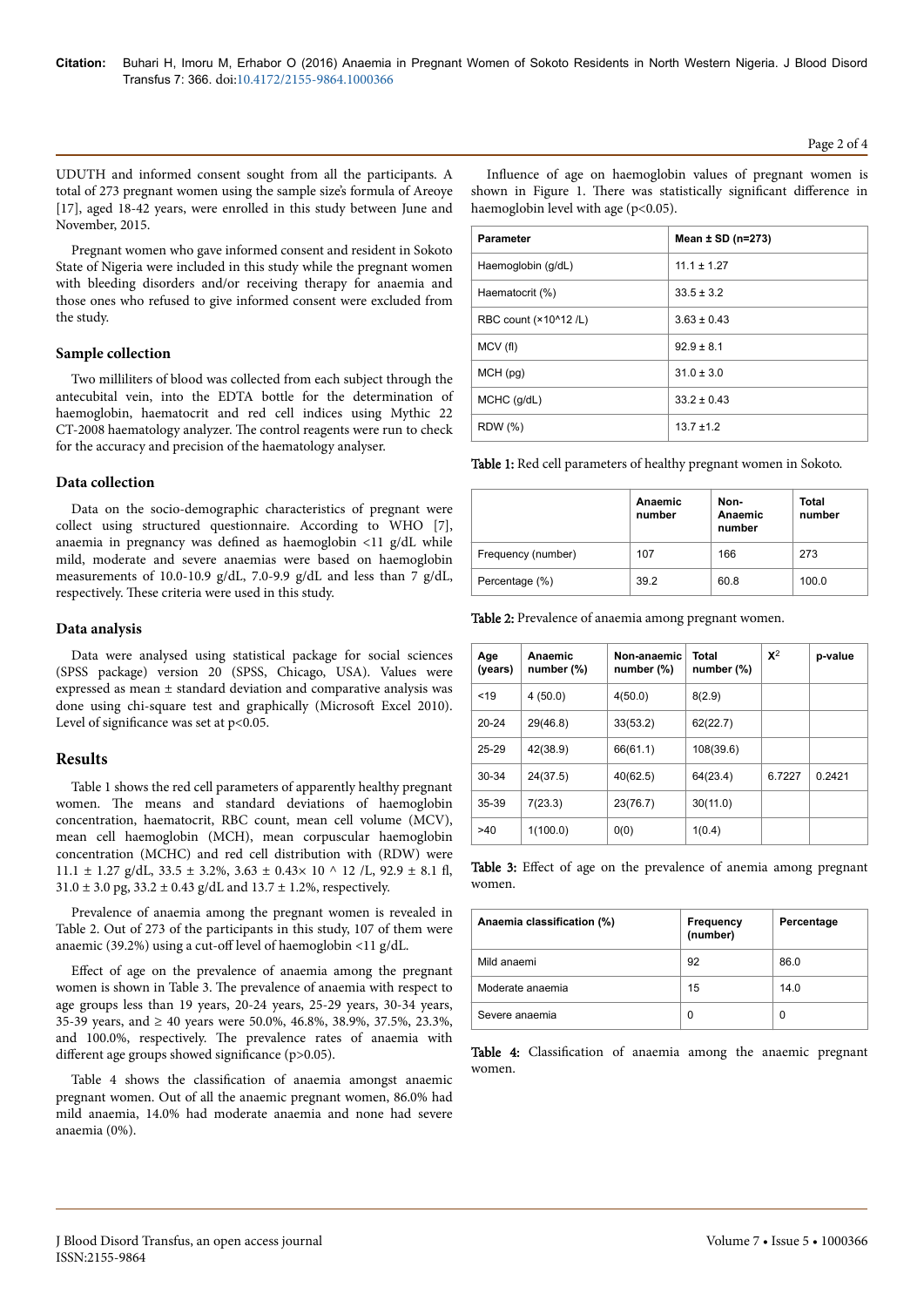UDUTH and informed consent sought from all the participants. A total of 273 pregnant women using the sample size's formula of Areoye [17], aged 18-42 years, were enrolled in this study between June and November, 2015.

Pregnant women who gave informed consent and resident in Sokoto State of Nigeria were included in this study while the pregnant women with bleeding disorders and/or receiving therapy for anaemia and those ones who refused to give informed consent were excluded from the study.

### Sample collection

Two milliliters of blood was collected from each subject through the antecubital vein, into the EDTA bottle for the determination of haemoglobin, haematocrit and red cell indices using Mythic 22 CT-2008 haematology analyzer. The control reagents were run to check for the accuracy and precision of the haematology analyser.

### Data collection

Data on the socio-demographic characteristics of pregnant were collect using structured questionnaire. According to WHO [7], anaemia in pregnancy was defined as haemoglobin <11 g/dL while mild, moderate and severe anaemias were based on haemoglobin measurements of 10.0-10.9 g/dL, 7.0-9.9 g/dL and less than 7 g/dL, respectively. These criteria were used in this study.

### Data analysis

Data were analysed using statistical package for social sciences (SPSS package) version 20 (SPSS, Chicago, USA). Values were expressed as mean ± standard deviation and comparative analysis was done using chi-square test and graphically (Microsoft Excel 2010). Level of significance was set at p<0.05.

## Results

Table 1 shows the red cell parameters of apparently healthy pregnant women. The means and standard deviations of haemoglobin concentration, haematocrit, RBC count, mean cell volume (MCV), mean cell haemoglobin (MCH), mean corpuscular haemoglobin concentration (MCHC) and red cell distribution with (RDW) were 11.1 ± 1.27 g/dL, 33.5 ± 3.2%, 3.63 ± 0.43× 10 ^ 12 /L, 92.9 ± 8.1 fl, 31.0 ± 3.0 pg, 33.2 ± 0.43 g/dL and 13.7 ± 1.2%, respectively.

Prevalence of anaemia among the pregnant women is revealed in Table 2. Out of 273 of the participants in this study, 107 of them were anaemic (39.2%) using a cut-off level of haemoglobin <11 g/dL.

Effect of age on the prevalence of anaemia among the pregnant women is shown in Table 3. The prevalence of anaemia with respect to age groups less than 19 years, 20-24 years, 25-29 years, 30-34 years, 35-39 years, and ≥ 40 years were 50.0%, 46.8%, 38.9%, 37.5%, 23.3%, and 100.0%, respectively. The prevalence rates of anaemia with different age groups showed significance (p>0.05).

Table 4 shows the classification of anaemia amongst anaemic pregnant women. Out of all the anaemic pregnant women, 86.0% had mild anaemia, 14.0% had moderate anaemia and none had severe anaemia (0%).

Influence of age on haemoglobin values of pregnant women is shown in Figure 1. There was statistically significant difference in haemoglobin level with age (p<0.05).

| Parameter | Mean ± SD (n=273) |
|---|---|
| Haemoglobin (g/dL) | 11.1 ± 1.27 |
| Haematocrit (%) | 33.5 ± 3.2 |
| RBC count (×10^12 /L) | 3.63 ± 0.43 |
| MCV (fl) | 92.9 ± 8.1 |
| MCH (pg) | 31.0 ± 3.0 |
| MCHC (g/dL) | 33.2 ± 0.43 |
| RDW (%) | 13.7 ±1.2 |

**Table 1:** Red cell parameters of healthy pregnant women in Sokoto.

| | Anaemic number | Non-Anaemic number | Total number |
|---|---|---|---|
| Frequency (number) | 107 | 166 | 273 |
| Percentage (%) | 39.2 | 60.8 | 100.0 |

**Table 2:** Prevalence of anaemia among pregnant women.

| Age (years) | Anaemic number (%) | Non-anaemic number (%) | Total number (%) | $X^2$ | p-value |
|---|---|---|---|---|---|
| <19 | 4 (50.0) | 4(50.0) | 8(2.9) | | |
| 20-24 | 29(46.8) | 33(53.2) | 62(22.7) | | |
| 25-29 | 42(38.9) | 66(61.1) | 108(39.6) | | |
| 30-34 | 24(37.5) | 40(62.5) | 64(23.4) | 6.7227 | 0.2421 |
| 35-39 | 7(23.3) | 23(76.7) | 30(11.0) | | |
| >40 | 1(100.0) | 0(0) | 1(0.4) | | |

**Table 3:** Effect of age on the prevalence of anemia among pregnant women.

| Anaemia classification (%) | Frequency (number) | Percentage |
|---|---|---|
| Mild anaemi | 92 | 86.0 |
| Moderate anaemia | 15 | 14.0 |
| Severe anaemia | 0 | 0 |

**Table 4:** Classification of anaemia among the anaemic pregnant women.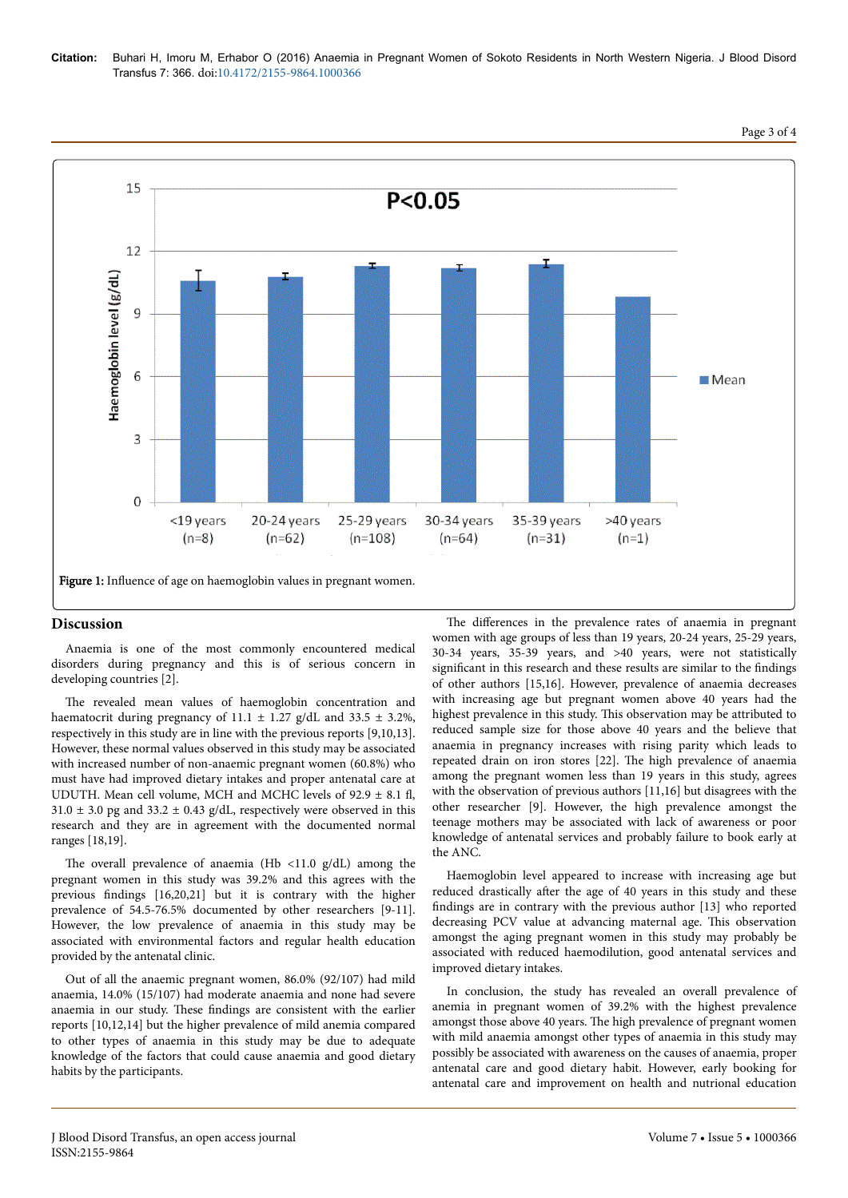Figure 1: Influence of age on haemoglobin values in pregnant women.

## Discussion

Anaemia is one of the most commonly encountered medical disorders during pregnancy and this is of serious concern in developing countries [2].

The revealed mean values of haemoglobin concentration and haematocrit during pregnancy of 11.1 ± 1.27 g/dL and 33.5 ± 3.2%, respectively in this study are in line with the previous reports [9,10,13]. However, these normal values observed in this study may be associated with increased number of non-anaemic pregnant women (60.8%) who must have had improved dietary intakes and proper antenatal care at UDUTH. Mean cell volume, MCH and MCHC levels of 92.9 ± 8.1 fl, 31.0 ± 3.0 pg and 33.2 ± 0.43 g/dL, respectively were observed in this research and they are in agreement with the documented normal ranges [18,19].

The overall prevalence of anaemia (Hb <11.0 g/dL) among the pregnant women in this study was 39.2% and this agrees with the previous findings [16,20,21] but it is contrary with the higher prevalence of 54.5-76.5% documented by other researchers [9-11]. However, the low prevalence of anaemia in this study may be associated with environmental factors and regular health education provided by the antenatal clinic.

Out of all the anaemic pregnant women, 86.0% (92/107) had mild anaemia, 14.0% (15/107) had moderate anaemia and none had severe anaemia in our study. These findings are consistent with the earlier reports [10,12,14] but the higher prevalence of mild anemia compared to other types of anaemia in this study may be due to adequate knowledge of the factors that could cause anaemia and good dietary habits by the participants.

The differences in the prevalence rates of anaemia in pregnant women with age groups of less than 19 years, 20-24 years, 25-29 years, 30-34 years, 35-39 years, and >40 years, were not statistically significant in this research and these results are similar to the findings of other authors [15,16]. However, prevalence of anaemia decreases with increasing age but pregnant women above 40 years had the highest prevalence in this study. This observation may be attributed to reduced sample size for those above 40 years and the believe that anaemia in pregnancy increases with rising parity which leads to repeated drain on iron stores [22]. The high prevalence of anaemia among the pregnant women less than 19 years in this study, agrees with the observation of previous authors [11,16] but disagrees with the other researcher [9]. However, the high prevalence amongst the teenage mothers may be associated with lack of awareness or poor knowledge of antenatal services and probably failure to book early at the ANC.

Haemoglobin level appeared to increase with increasing age but reduced drastically after the age of 40 years in this study and these findings are in contrary with the previous author [13] who reported decreasing PCV value at advancing maternal age. This observation amongst the aging pregnant women in this study may probably be associated with reduced haemodilution, good antenatal services and improved dietary intakes.

In conclusion, the study has revealed an overall prevalence of anemia in pregnant women of 39.2% with the highest prevalence amongst those above 40 years. The high prevalence of pregnant women with mild anaemia amongst other types of anaemia in this study may possibly be associated with awareness on the causes of anaemia, proper antenatal care and good dietary habit. However, early booking for antenatal care and improvement on health and nutrional education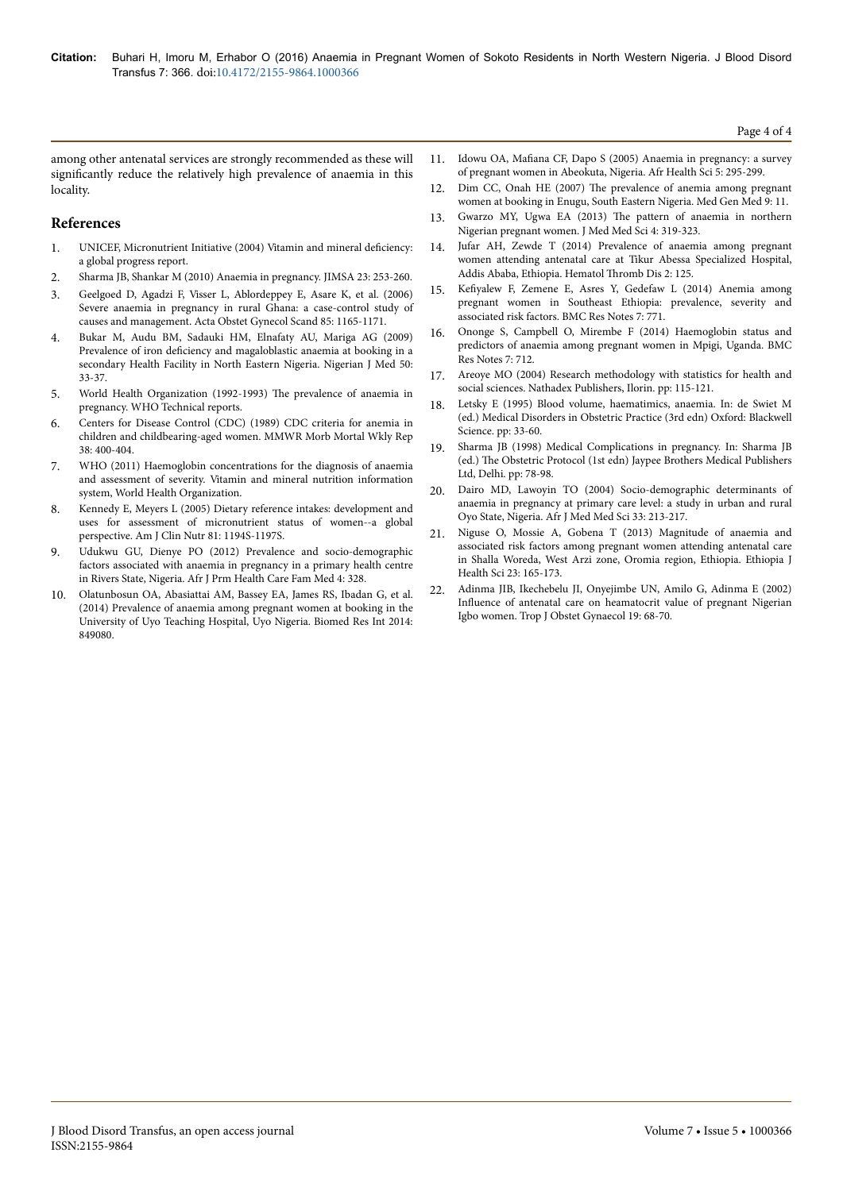among other antenatal services are strongly recommended as these will significantly reduce the relatively high prevalence of anaemia in this locality.

## References

1. UNICEF, Micronutrient Initiative (2004) Vitamin and mineral deficiency: a global progress report.
2. Sharma JB, Shankar M (2010) Anaemia in pregnancy. JIMSA 23: 253-260.
3. Geelgoed D, Agadzi F, Visser L, Ablordeppey E, Asare K, et al. (2006) Severe anaemia in pregnancy in rural Ghana: a case-control study of causes and management. Acta Obstet Gynecol Scand 85: 1165-1171.
4. Bukar M, Audu BM, Sadauki HM, Elnafaty AU, Mariga AG (2009) Prevalence of iron deficiency and magaloblastic anaemia at booking in a secondary Health Facility in North Eastern Nigeria. Nigerian J Med 50: 33-37.
5. World Health Organization (1992-1993) The prevalence of anaemia in pregnancy. WHO Technical reports.
6. Centers for Disease Control (CDC) (1989) CDC criteria for anemia in children and childbearing-aged women. MMWR Morb Mortal Wkly Rep 38: 400-404.
7. WHO (2011) Haemoglobin concentrations for the diagnosis of anaemia and assessment of severity. Vitamin and mineral nutrition information system, World Health Organization.
8. Kennedy E, Meyers L (2005) Dietary reference intakes: development and uses for assessment of micronutrient status of women--a global perspective. Am J Clin Nutr 81: 1194S-1197S.
9. Udukwu GU, Dienye PO (2012) Prevalence and socio-demographic factors associated with anaemia in pregnancy in a primary health centre in Rivers State, Nigeria. Afr J Prm Health Care Fam Med 4: 328.
10. Olatunbosun OA, Abasiattai AM, Bassey EA, James RS, Ibadan G, et al. (2014) Prevalence of anaemia among pregnant women at booking in the University of Uyo Teaching Hospital, Uyo Nigeria. Biomed Res Int 2014: 849080.
11. Idowu OA, Mafiana CF, Dapo S (2005) Anaemia in pregnancy: a survey of pregnant women in Abeokuta, Nigeria. Afr Health Sci 5: 295-299.
12. Dim CC, Onah HE (2007) The prevalence of anemia among pregnant women at booking in Enugu, South Eastern Nigeria. Med Gen Med 9: 11.
13. Gwarzo MY, Ugwa EA (2013) The pattern of anaemia in northern Nigerian pregnant women. J Med Med Sci 4: 319-323.
14. Jufar AH, Zewde T (2014) Prevalence of anaemia among pregnant women attending antenatal care at Tikur Abessa Specialized Hospital, Addis Ababa, Ethiopia. Hematol Thromb Dis 2: 125.
15. Kefiyalew F, Zemene E, Asres Y, Gedefaw L (2014) Anemia among pregnant women in Southeast Ethiopia: prevalence, severity and associated risk factors. BMC Res Notes 7: 771.
16. Ononge S, Campbell O, Mirembe F (2014) Haemoglobin status and predictors of anaemia among pregnant women in Mpigi, Uganda. BMC Res Notes 7: 712.
17. Areoye MO (2004) Research methodology with statistics for health and social sciences. Nathadex Publishers, Ilorin. pp: 115-121.
18. Letsky E (1995) Blood volume, haematimics, anaemia. In: de Swiet M (ed.) Medical Disorders in Obstetric Practice (3rd edn) Oxford: Blackwell Science. pp: 33-60.
19. Sharma JB (1998) Medical Complications in pregnancy. In: Sharma JB (ed.) The Obstetric Protocol (1st edn) Jaypee Brothers Medical Publishers Ltd, Delhi. pp: 78-98.
20. Dairo MD, Lawoyin TO (2004) Socio-demographic determinants of anaemia in pregnancy at primary care level: a study in urban and rural Oyo State, Nigeria. Afr J Med Med Sci 33: 213-217.
21. Niguse O, Mossie A, Gobena T (2013) Magnitude of anaemia and associated risk factors among pregnant women attending antenatal care in Shalla Woreda, West Arzi zone, Oromia region, Ethiopia. Ethiopia J Health Sci 23: 165-173.
22. Adinma JIB, Ikechebelu JI, Onyejimbe UN, Amilo G, Adinma E (2002) Influence of antenatal care on heamatocrit value of pregnant Nigerian Igbo women. Trop J Obstet Gynaecol 19: 68-70.